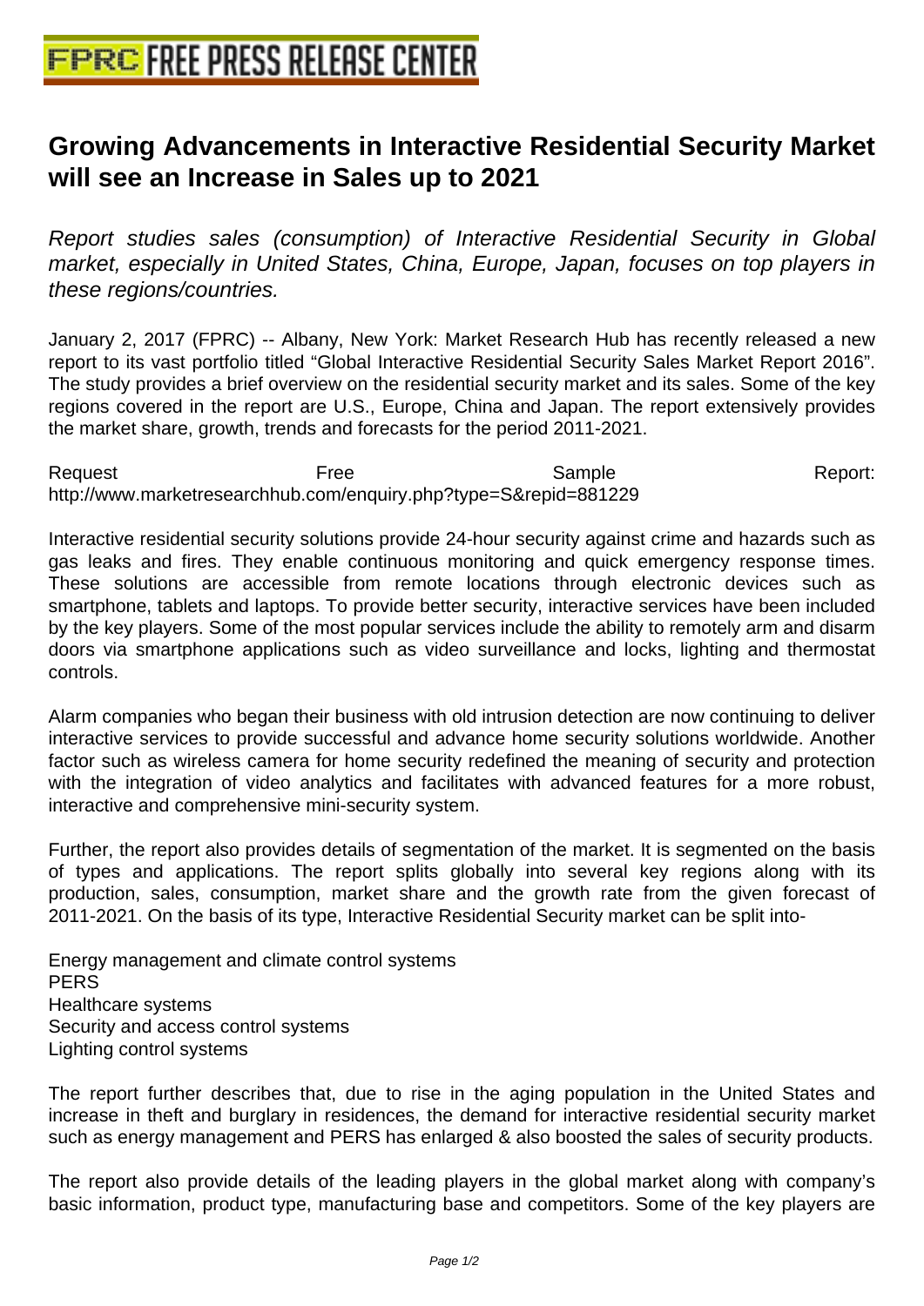# FPRC FREE PRESS RELEASE CENTER

## Growing Advancements in Interactive Residential Security Market will see an Increase in Sales up to 2021

*Report studies sales (consumption) of Interactive Residential Security in Global market, especially in United States, China, Europe, Japan, focuses on top players in these regions/countries.*

January 2, 2017 (FPRC) -- Albany, New York: Market Research Hub has recently released a new report to its vast portfolio titled "Global Interactive Residential Security Sales Market Report 2016". The study provides a brief overview on the residential security market and its sales. Some of the key regions covered in the report are U.S., Europe, China and Japan. The report extensively provides the market share, growth, trends and forecasts for the period 2011-2021.

Request Free Sample Report: http://www.marketresearchhub.com/enquiry.php?type=S&repid=881229

Interactive residential security solutions provide 24-hour security against crime and hazards such as gas leaks and fires. They enable continuous monitoring and quick emergency response times. These solutions are accessible from remote locations through electronic devices such as smartphone, tablets and laptops. To provide better security, interactive services have been included by the key players. Some of the most popular services include the ability to remotely arm and disarm doors via smartphone applications such as video surveillance and locks, lighting and thermostat controls.

Alarm companies who began their business with old intrusion detection are now continuing to deliver interactive services to provide successful and advance home security solutions worldwide. Another factor such as wireless camera for home security redefined the meaning of security and protection with the integration of video analytics and facilitates with advanced features for a more robust, interactive and comprehensive mini-security system.

Further, the report also provides details of segmentation of the market. It is segmented on the basis of types and applications. The report splits globally into several key regions along with its production, sales, consumption, market share and the growth rate from the given forecast of 2011-2021. On the basis of its type, Interactive Residential Security market can be split into-

Energy management and climate control systems
PERS
Healthcare systems
Security and access control systems
Lighting control systems

The report further describes that, due to rise in the aging population in the United States and increase in theft and burglary in residences, the demand for interactive residential security market such as energy management and PERS has enlarged & also boosted the sales of security products.

The report also provide details of the leading players in the global market along with company's basic information, product type, manufacturing base and competitors. Some of the key players are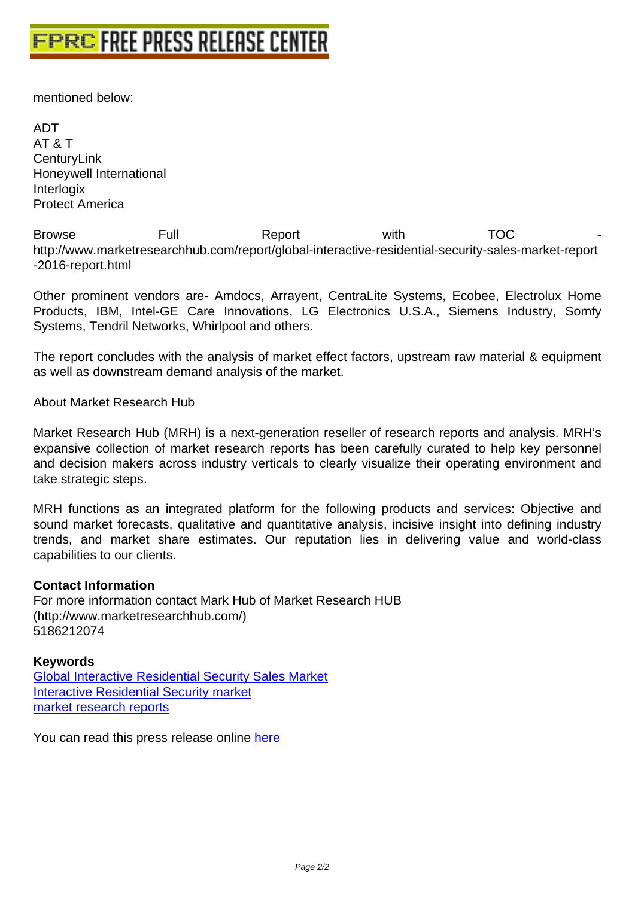mentioned below:

ADT
AT & T
CenturyLink
Honeywell International
Interlogix
Protect America

Browse Full Report with TOC - http://www.marketresearchhub.com/report/global-interactive-residential-security-sales-market-report-2016-report.html

Other prominent vendors are- Amdocs, Arrayent, CentraLite Systems, Ecobee, Electrolux Home Products, IBM, Intel-GE Care Innovations, LG Electronics U.S.A., Siemens Industry, Somfy Systems, Tendril Networks, Whirlpool and others.

The report concludes with the analysis of market effect factors, upstream raw material & equipment as well as downstream demand analysis of the market.

About Market Research Hub

Market Research Hub (MRH) is a next-generation reseller of research reports and analysis. MRH's expansive collection of market research reports has been carefully curated to help key personnel and decision makers across industry verticals to clearly visualize their operating environment and take strategic steps.

MRH functions as an integrated platform for the following products and services: Objective and sound market forecasts, qualitative and quantitative analysis, incisive insight into defining industry trends, and market share estimates. Our reputation lies in delivering value and world-class capabilities to our clients.

**Contact Information**
For more information contact Mark Hub of Market Research HUB
(http://www.marketresearchhub.com/)
5186212074

**Keywords**
Global Interactive Residential Security Sales Market
Interactive Residential Security market
market research reports

You can read this press release online here